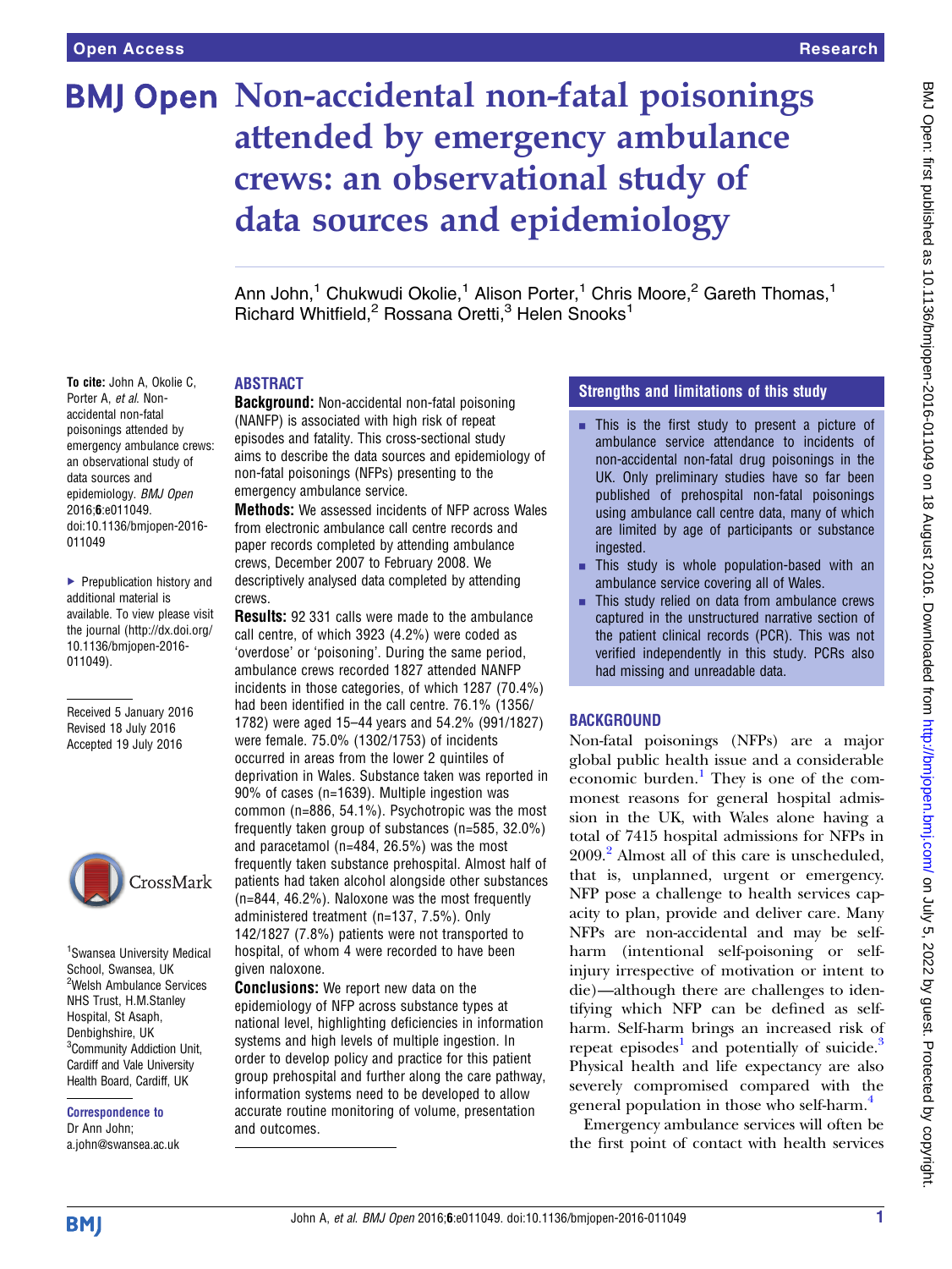# Non-accidental non-fatal poisonings attended by emergency ambulance crews: an observational study of data sources and epidemiology

Ann John,[1] Chukwudi Okolie,[1] Alison Porter,[1] Chris Moore,[2] Gareth Thomas,[1] Richard Whitfield,[2] Rossana Oretti,[3] Helen Snooks[1]

To cite: John A, Okolie C, Porter A, *et al*. Non-accidental non-fatal poisonings attended by emergency ambulance crews: an observational study of data sources and epidemiology. *BMJ Open* 2016;**6**:e011049. doi:10.1136/bmjopen-2016-011049

▸ Prepublication history and additional material is available. To view please visit the journal (http://dx.doi.org/10.1136/bmjopen-2016-011049).

Received 5 January 2016
Revised 18 July 2016
Accepted 19 July 2016

[1]Swansea University Medical School, Swansea, UK
[2]Welsh Ambulance Services NHS Trust, H.M.Stanley Hospital, St Asaph, Denbighshire, UK
[3]Community Addiction Unit, Cardiff and Vale University Health Board, Cardiff, UK

**Correspondence to**
Dr Ann John;
a.john@swansea.ac.uk

## ABSTRACT

**Background:** Non-accidental non-fatal poisoning (NANFP) is associated with high risk of repeat episodes and fatality. This cross-sectional study aims to describe the data sources and epidemiology of non-fatal poisonings (NFPs) presenting to the emergency ambulance service.

**Methods:** We assessed incidents of NFP across Wales from electronic ambulance call centre records and paper records completed by attending ambulance crews, December 2007 to February 2008. We descriptively analysed data completed by attending crews.

**Results:** 92 331 calls were made to the ambulance call centre, of which 3923 (4.2%) were coded as 'overdose' or 'poisoning'. During the same period, ambulance crews recorded 1827 attended NANFP incidents in those categories, of which 1287 (70.4%) had been identified in the call centre. 76.1% (1356/1782) were aged 15–44 years and 54.2% (991/1827) were female. 75.0% (1302/1753) of incidents occurred in areas from the lower 2 quintiles of deprivation in Wales. Substance taken was reported in 90% of cases (n=1639). Multiple ingestion was common (n=886, 54.1%). Psychotropic was the most frequently taken group of substances (n=585, 32.0%) and paracetamol (n=484, 26.5%) was the most frequently taken substance prehospital. Almost half of patients had taken alcohol alongside other substances (n=844, 46.2%). Naloxone was the most frequently administered treatment (n=137, 7.5%). Only 142/1827 (7.8%) patients were not transported to hospital, of whom 4 were recorded to have been given naloxone.

**Conclusions:** We report new data on the epidemiology of NFP across substance types at national level, highlighting deficiencies in information systems and high levels of multiple ingestion. In order to develop policy and practice for this patient group prehospital and further along the care pathway, information systems need to be developed to allow accurate routine monitoring of volume, presentation and outcomes.

## Strengths and limitations of this study

- This is the first study to present a picture of ambulance service attendance to incidents of non-accidental non-fatal drug poisonings in the UK. Only preliminary studies have so far been published of prehospital non-fatal poisonings using ambulance call centre data, many of which are limited by age of participants or substance ingested.
- This study is whole population-based with an ambulance service covering all of Wales.
- This study relied on data from ambulance crews captured in the unstructured narrative section of the patient clinical records (PCR). This was not verified independently in this study. PCRs also had missing and unreadable data.

## BACKGROUND

Non-fatal poisonings (NFPs) are a major global public health issue and a considerable economic burden.[1] They is one of the commonest reasons for general hospital admission in the UK, with Wales alone having a total of 7415 hospital admissions for NFPs in 2009.[2] Almost all of this care is unscheduled, that is, unplanned, urgent or emergency. NFP pose a challenge to health services capacity to plan, provide and deliver care. Many NFPs are non-accidental and may be self-harm (intentional self-poisoning or self-injury irrespective of motivation or intent to die)—although there are challenges to identifying which NFP can be defined as self-harm. Self-harm brings an increased risk of repeat episodes[1] and potentially of suicide.[3] Physical health and life expectancy are also severely compromised compared with the general population in those who self-harm.[4]

Emergency ambulance services will often be the first point of contact with health services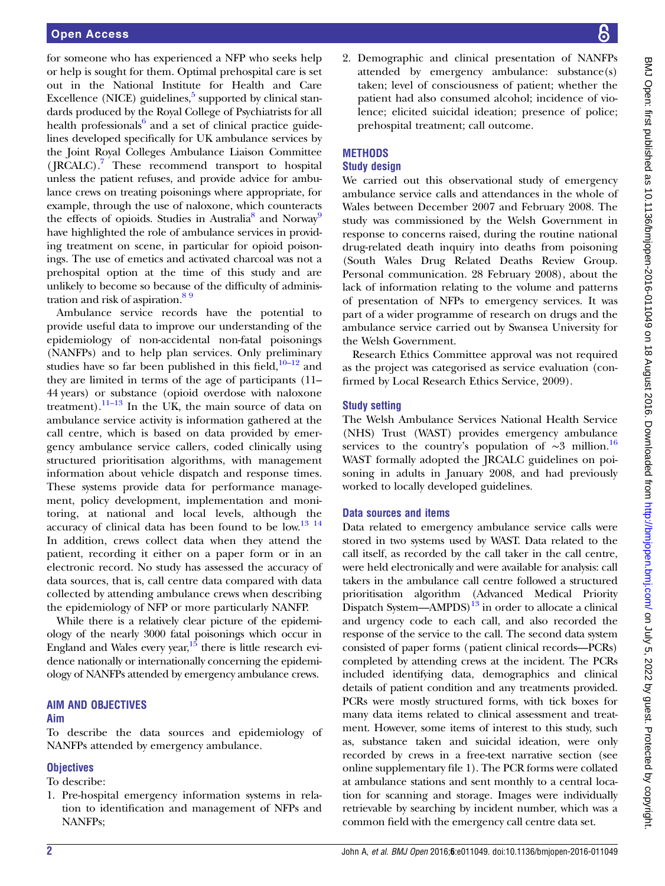for someone who has experienced a NFP who seeks help or help is sought for them. Optimal prehospital care is set out in the National Institute for Health and Care Excellence (NICE) guidelines,[5] supported by clinical standards produced by the Royal College of Psychiatrists for all health professionals[6] and a set of clinical practice guidelines developed specifically for UK ambulance services by the Joint Royal Colleges Ambulance Liaison Committee (JRCALC).[7] These recommend transport to hospital unless the patient refuses, and provide advice for ambulance crews on treating poisonings where appropriate, for example, through the use of naloxone, which counteracts the effects of opioids. Studies in Australia[8] and Norway[9] have highlighted the role of ambulance services in providing treatment on scene, in particular for opioid poisonings. The use of emetics and activated charcoal was not a prehospital option at the time of this study and are unlikely to become so because of the difficulty of administration and risk of aspiration.[8 9]

Ambulance service records have the potential to provide useful data to improve our understanding of the epidemiology of non-accidental non-fatal poisonings (NANFPs) and to help plan services. Only preliminary studies have so far been published in this field,[10–12] and they are limited in terms of the age of participants (11–44 years) or substance (opioid overdose with naloxone treatment).[11–13] In the UK, the main source of data on ambulance service activity is information gathered at the call centre, which is based on data provided by emergency ambulance service callers, coded clinically using structured prioritisation algorithms, with management information about vehicle dispatch and response times. These systems provide data for performance management, policy development, implementation and monitoring, at national and local levels, although the accuracy of clinical data has been found to be low.[13 14] In addition, crews collect data when they attend the patient, recording it either on a paper form or in an electronic record. No study has assessed the accuracy of data sources, that is, call centre data compared with data collected by attending ambulance crews when describing the epidemiology of NFP or more particularly NANFP.

While there is a relatively clear picture of the epidemiology of the nearly 3000 fatal poisonings which occur in England and Wales every year,[15] there is little research evidence nationally or internationally concerning the epidemiology of NANFPs attended by emergency ambulance crews.

## AIM AND OBJECTIVES

### Aim

To describe the data sources and epidemiology of NANFPs attended by emergency ambulance.

### Objectives

To describe:

1. Pre-hospital emergency information systems in relation to identification and management of NFPs and NANFPs;
2. Demographic and clinical presentation of NANFPs attended by emergency ambulance: substance(s) taken; level of consciousness of patient; whether the patient had also consumed alcohol; incidence of violence; elicited suicidal ideation; presence of police; prehospital treatment; call outcome.

## METHODS

### Study design

We carried out this observational study of emergency ambulance service calls and attendances in the whole of Wales between December 2007 and February 2008. The study was commissioned by the Welsh Government in response to concerns raised, during the routine national drug-related death inquiry into deaths from poisoning (South Wales Drug Related Deaths Review Group. Personal communication. 28 February 2008), about the lack of information relating to the volume and patterns of presentation of NFPs to emergency services. It was part of a wider programme of research on drugs and the ambulance service carried out by Swansea University for the Welsh Government.

Research Ethics Committee approval was not required as the project was categorised as service evaluation (confirmed by Local Research Ethics Service, 2009).

### Study setting

The Welsh Ambulance Services National Health Service (NHS) Trust (WAST) provides emergency ambulance services to the country's population of ~3 million.[16] WAST formally adopted the JRCALC guidelines on poisoning in adults in January 2008, and had previously worked to locally developed guidelines.

### Data sources and items

Data related to emergency ambulance service calls were stored in two systems used by WAST. Data related to the call itself, as recorded by the call taker in the call centre, were held electronically and were available for analysis: call takers in the ambulance call centre followed a structured prioritisation algorithm (Advanced Medical Priority Dispatch System—AMPDS)[13] in order to allocate a clinical and urgency code to each call, and also recorded the response of the service to the call. The second data system consisted of paper forms (patient clinical records—PCRs) completed by attending crews at the incident. The PCRs included identifying data, demographics and clinical details of patient condition and any treatments provided. PCRs were mostly structured forms, with tick boxes for many data items related to clinical assessment and treatment. However, some items of interest to this study, such as, substance taken and suicidal ideation, were only recorded by crews in a free-text narrative section (see online supplementary file 1). The PCR forms were collated at ambulance stations and sent monthly to a central location for scanning and storage. Images were individually retrievable by searching by incident number, which was a common field with the emergency call centre data set.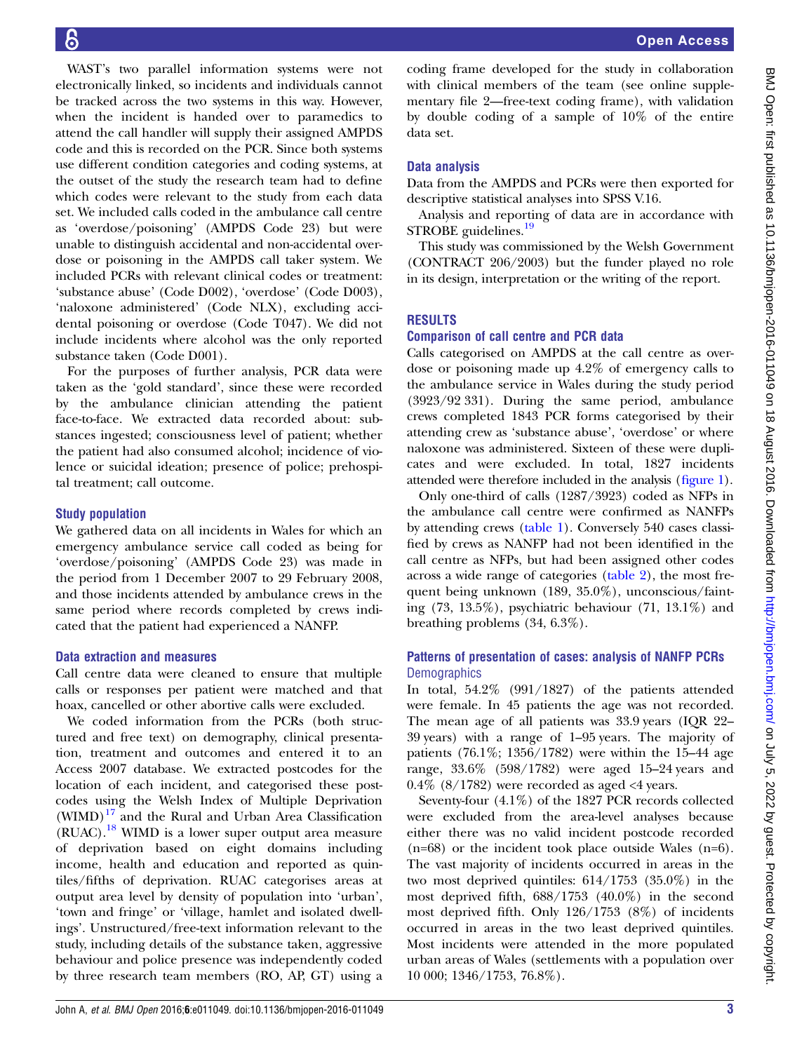WAST's two parallel information systems were not electronically linked, so incidents and individuals cannot be tracked across the two systems in this way. However, when the incident is handed over to paramedics to attend the call handler will supply their assigned AMPDS code and this is recorded on the PCR. Since both systems use different condition categories and coding systems, at the outset of the study the research team had to define which codes were relevant to the study from each data set. We included calls coded in the ambulance call centre as 'overdose/poisoning' (AMPDS Code 23) but were unable to distinguish accidental and non-accidental overdose or poisoning in the AMPDS call taker system. We included PCRs with relevant clinical codes or treatment: 'substance abuse' (Code D002), 'overdose' (Code D003), 'naloxone administered' (Code NLX), excluding accidental poisoning or overdose (Code T047). We did not include incidents where alcohol was the only reported substance taken (Code D001).

For the purposes of further analysis, PCR data were taken as the 'gold standard', since these were recorded by the ambulance clinician attending the patient face-to-face. We extracted data recorded about: substances ingested; consciousness level of patient; whether the patient had also consumed alcohol; incidence of violence or suicidal ideation; presence of police; prehospital treatment; call outcome.

### Study population

We gathered data on all incidents in Wales for which an emergency ambulance service call coded as being for 'overdose/poisoning' (AMPDS Code 23) was made in the period from 1 December 2007 to 29 February 2008, and those incidents attended by ambulance crews in the same period where records completed by crews indicated that the patient had experienced a NANFP.

### Data extraction and measures

Call centre data were cleaned to ensure that multiple calls or responses per patient were matched and that hoax, cancelled or other abortive calls were excluded.

We coded information from the PCRs (both structured and free text) on demography, clinical presentation, treatment and outcomes and entered it to an Access 2007 database. We extracted postcodes for the location of each incident, and categorised these postcodes using the Welsh Index of Multiple Deprivation (WIMD)[17] and the Rural and Urban Area Classification (RUAC).[18] WIMD is a lower super output area measure of deprivation based on eight domains including income, health and education and reported as quintiles/fifths of deprivation. RUAC categorises areas at output area level by density of population into 'urban', 'town and fringe' or 'village, hamlet and isolated dwellings'. Unstructured/free-text information relevant to the study, including details of the substance taken, aggressive behaviour and police presence was independently coded by three research team members (RO, AP, GT) using a coding frame developed for the study in collaboration with clinical members of the team (see online supplementary file 2—free-text coding frame), with validation by double coding of a sample of 10% of the entire data set.

### Data analysis

Data from the AMPDS and PCRs were then exported for descriptive statistical analyses into SPSS V.16.

Analysis and reporting of data are in accordance with STROBE guidelines.[19]

This study was commissioned by the Welsh Government (CONTRACT 206/2003) but the funder played no role in its design, interpretation or the writing of the report.

## RESULTS

### Comparison of call centre and PCR data

Calls categorised on AMPDS at the call centre as overdose or poisoning made up 4.2% of emergency calls to the ambulance service in Wales during the study period (3923/92 331). During the same period, ambulance crews completed 1843 PCR forms categorised by their attending crew as 'substance abuse', 'overdose' or where naloxone was administered. Sixteen of these were duplicates and were excluded. In total, 1827 incidents attended were therefore included in the analysis (figure 1).

Only one-third of calls (1287/3923) coded as NFPs in the ambulance call centre were confirmed as NANFPs by attending crews (table 1). Conversely 540 cases classified by crews as NANFP had not been identified in the call centre as NFPs, but had been assigned other codes across a wide range of categories (table 2), the most frequent being unknown (189, 35.0%), unconscious/fainting (73, 13.5%), psychiatric behaviour (71, 13.1%) and breathing problems (34, 6.3%).

### Patterns of presentation of cases: analysis of NANFP PCRs

#### Demographics

In total, 54.2% (991/1827) of the patients attended were female. In 45 patients the age was not recorded. The mean age of all patients was 33.9 years (IQR 22–39 years) with a range of 1–95 years. The majority of patients (76.1%; 1356/1782) were within the 15–44 age range, 33.6% (598/1782) were aged 15–24 years and 0.4% (8/1782) were recorded as aged <4 years.

Seventy-four (4.1%) of the 1827 PCR records collected were excluded from the area-level analyses because either there was no valid incident postcode recorded (n=68) or the incident took place outside Wales (n=6). The vast majority of incidents occurred in areas in the two most deprived quintiles: 614/1753 (35.0%) in the most deprived fifth, 688/1753 (40.0%) in the second most deprived fifth. Only 126/1753 (8%) of incidents occurred in areas in the two least deprived quintiles. Most incidents were attended in the more populated urban areas of Wales (settlements with a population over 10 000; 1346/1753, 76.8%).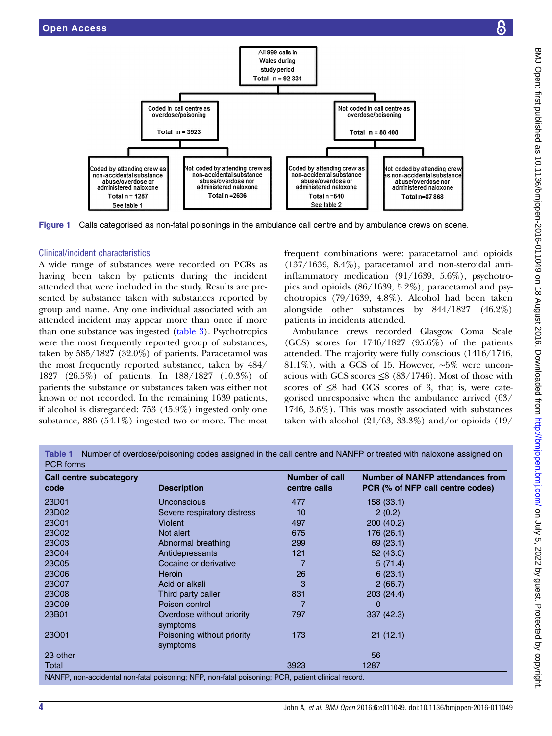All 999 calls in Wales during study period Total n = 92 331

Coded in call centre as overdose/poisoning Total n = 3923

Not coded in call centre as overdose/poisoning Total n = 88 408

Coded by attending crew as non-accidental substance abuse/overdose or administered naloxone Total n = 1287 See table 1

Not coded by attending crew as non-accidental substance abuse/overdose nor administered naloxone Total n = 2636

Coded by attending crew as non-accidental substance abuse/overdose or administered naloxone Total n = 540 See table 2

Not coded by attending crew as non-accidental substance abuse/overdose nor administered naloxone Total n = 87 868

**Figure 1** Calls categorised as non-fatal poisonings in the ambulance call centre and by ambulance crews on scene.

### Clinical/incident characteristics

A wide range of substances were recorded on PCRs as having been taken by patients during the incident attended that were included in the study. Results are presented by substance taken with substances reported by group and name. Any one individual associated with an attended incident may appear more than once if more than one substance was ingested (table 3). Psychotropics were the most frequently reported group of substances, taken by 585/1827 (32.0%) of patients. Paracetamol was the most frequently reported substance, taken by 484/1827 (26.5%) of patients. In 188/1827 (10.3%) of patients the substance or substances taken was either not known or not recorded. In the remaining 1639 patients, if alcohol is disregarded: 753 (45.9%) ingested only one substance, 886 (54.1%) ingested two or more. The most frequent combinations were: paracetamol and opioids (137/1639, 8.4%), paracetamol and non-steroidal anti-inflammatory medication (91/1639, 5.6%), psychotropics and opioids (86/1639, 5.2%), paracetamol and psychotropics (79/1639, 4.8%). Alcohol had been taken alongside other substances by 844/1827 (46.2%) patients in incidents attended.

Ambulance crews recorded Glasgow Coma Scale (GCS) scores for 1746/1827 (95.6%) of the patients attended. The majority were fully conscious (1416/1746, 81.1%), with a GCS of 15. However, ~5% were unconscious with GCS scores ≤8 (83/1746). Most of those with scores of ≤8 had GCS scores of 3, that is, were categorised unresponsive when the ambulance arrived (63/1746, 3.6%). This was mostly associated with substances taken with alcohol (21/63, 33.3%) and/or opioids (19/

**Table 1** Number of overdose/poisoning codes assigned in the call centre and NANFP or treated with naloxone assigned on PCR forms

| Call centre subcategory code | Description | Number of call centre calls | Number of NANFP attendances from PCR (% of NFP call centre codes) |
|---|---|---|---|
| 23D01 | Unconscious | 477 | 158 (33.1) |
| 23D02 | Severe respiratory distress | 10 | 2 (0.2) |
| 23C01 | Violent | 497 | 200 (40.2) |
| 23C02 | Not alert | 675 | 176 (26.1) |
| 23C03 | Abnormal breathing | 299 | 69 (23.1) |
| 23C04 | Antidepressants | 121 | 52 (43.0) |
| 23C05 | Cocaine or derivative | 7 | 5 (71.4) |
| 23C06 | Heroin | 26 | 6 (23.1) |
| 23C07 | Acid or alkali | 3 | 2 (66.7) |
| 23C08 | Third party caller | 831 | 203 (24.4) |
| 23C09 | Poison control | 7 | 0 |
| 23B01 | Overdose without priority symptoms | 797 | 337 (42.3) |
| 23O01 | Poisoning without priority symptoms | 173 | 21 (12.1) |
| 23 other | | | 56 |
| Total | | 3923 | 1287 |

NANFP, non-accidental non-fatal poisoning; NFP, non-fatal poisoning; PCR, patient clinical record.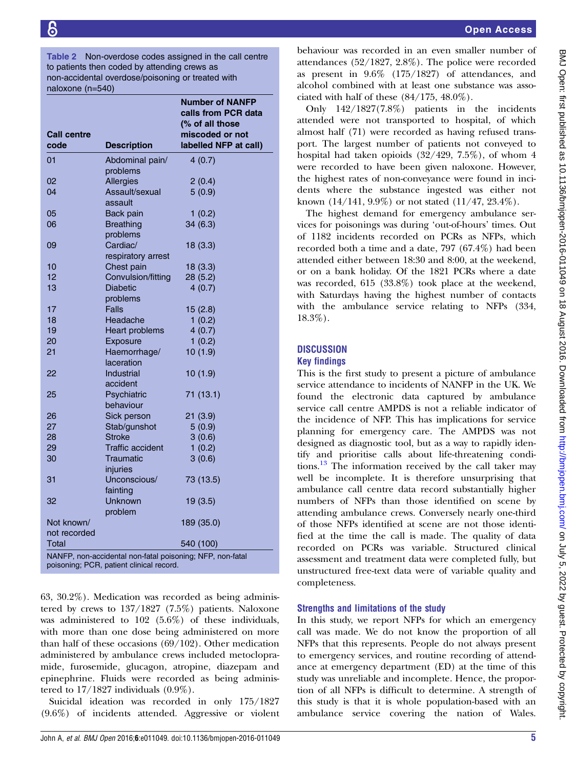Table 2 Non-overdose codes assigned in the call centre to patients then coded by attending crews as non-accidental overdose/poisoning or treated with naloxone (n=540)

| Call centre code | Description | Number of NANFP calls from PCR data (% of all those miscoded or not labelled NFP at call) |
|---|---|---|
| 01 | Abdominal pain/ problems | 4 (0.7) |
| 02 | Allergies | 2 (0.4) |
| 04 | Assault/sexual assault | 5 (0.9) |
| 05 | Back pain | 1 (0.2) |
| 06 | Breathing problems | 34 (6.3) |
| 09 | Cardiac/ respiratory arrest | 18 (3.3) |
| 10 | Chest pain | 18 (3.3) |
| 12 | Convulsion/fitting | 28 (5.2) |
| 13 | Diabetic problems | 4 (0.7) |
| 17 | Falls | 15 (2.8) |
| 18 | Headache | 1 (0.2) |
| 19 | Heart problems | 4 (0.7) |
| 20 | Exposure | 1 (0.2) |
| 21 | Haemorrhage/ laceration | 10 (1.9) |
| 22 | Industrial accident | 10 (1.9) |
| 25 | Psychiatric behaviour | 71 (13.1) |
| 26 | Sick person | 21 (3.9) |
| 27 | Stab/gunshot | 5 (0.9) |
| 28 | Stroke | 3 (0.6) |
| 29 | Traffic accident | 1 (0.2) |
| 30 | Traumatic injuries | 3 (0.6) |
| 31 | Unconscious/ fainting | 73 (13.5) |
| 32 | Unknown problem | 19 (3.5) |
| Not known/ not recorded | | 189 (35.0) |
| Total | | 540 (100) |

NANFP, non-accidental non-fatal poisoning; NFP, non-fatal poisoning; PCR, patient clinical record.

63, 30.2%). Medication was recorded as being administered by crews to 137/1827 (7.5%) patients. Naloxone was administered to 102 (5.6%) of these individuals, with more than one dose being administered on more than half of these occasions (69/102). Other medication administered by ambulance crews included metoclopramide, furosemide, glucagon, atropine, diazepam and epinephrine. Fluids were recorded as being administered to 17/1827 individuals (0.9%).

Suicidal ideation was recorded in only 175/1827 (9.6%) of incidents attended. Aggressive or violent behaviour was recorded in an even smaller number of attendances (52/1827, 2.8%). The police were recorded as present in 9.6% (175/1827) of attendances, and alcohol combined with at least one substance was associated with half of these (84/175, 48.0%).

Only 142/1827(7.8%) patients in the incidents attended were not transported to hospital, of which almost half (71) were recorded as having refused transport. The largest number of patients not conveyed to hospital had taken opioids (32/429, 7.5%), of whom 4 were recorded to have been given naloxone. However, the highest rates of non-conveyance were found in incidents where the substance ingested was either not known (14/141, 9.9%) or not stated (11/47, 23.4%).

The highest demand for emergency ambulance services for poisonings was during 'out-of-hours' times. Out of 1182 incidents recorded on PCRs as NFPs, which recorded both a time and a date, 797 (67.4%) had been attended either between 18:30 and 8:00, at the weekend, or on a bank holiday. Of the 1821 PCRs where a date was recorded, 615 (33.8%) took place at the weekend, with Saturdays having the highest number of contacts with the ambulance service relating to NFPs (334, 18.3%).

## DISCUSSION

### Key findings

This is the first study to present a picture of ambulance service attendance to incidents of NANFP in the UK. We found the electronic data captured by ambulance service call centre AMPDS is not a reliable indicator of the incidence of NFP. This has implications for service planning for emergency care. The AMPDS was not designed as diagnostic tool, but as a way to rapidly identify and prioritise calls about life-threatening conditions.[13] The information received by the call taker may well be incomplete. It is therefore unsurprising that ambulance call centre data record substantially higher numbers of NFPs than those identified on scene by attending ambulance crews. Conversely nearly one-third of those NFPs identified at scene are not those identified at the time the call is made. The quality of data recorded on PCRs was variable. Structured clinical assessment and treatment data were completed fully, but unstructured free-text data were of variable quality and completeness.

### Strengths and limitations of the study

In this study, we report NFPs for which an emergency call was made. We do not know the proportion of all NFPs that this represents. People do not always present to emergency services, and routine recording of attendance at emergency department (ED) at the time of this study was unreliable and incomplete. Hence, the proportion of all NFPs is difficult to determine. A strength of this study is that it is whole population-based with an ambulance service covering the nation of Wales.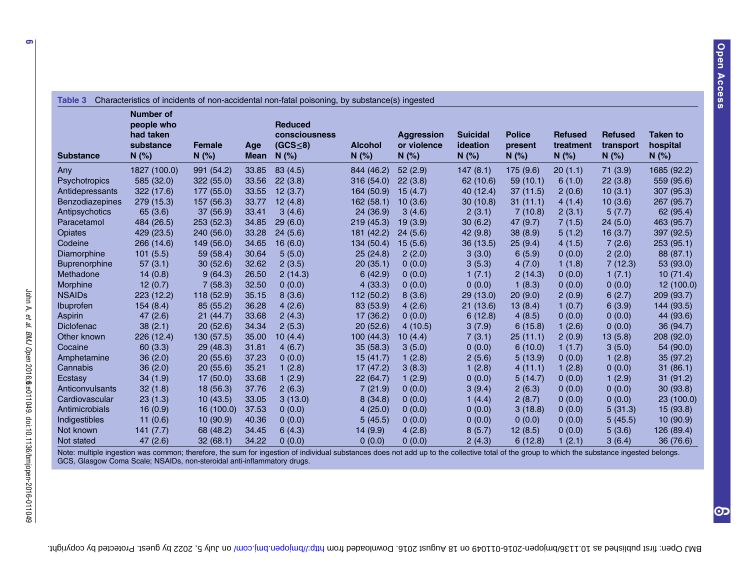**Table 3** Characteristics of incidents of non-accidental non-fatal poisoning, by substance(s) ingested

| Substance | Number of people who had taken substance N (%) | Female N (%) | Age Mean | Reduced consciousness (GCS≤8) N (%) | Alcohol N (%) | Aggression or violence N (%) | Suicidal ideation N (%) | Police present N (%) | Refused treatment N (%) | Refused transport N (%) | Taken to hospital N (%) |
|---|---|---|---|---|---|---|---|---|---|---|---|
| Any | 1827 (100.0) | 991 (54.2) | 33.85 | 83 (4.5) | 844 (46.2) | 52 (2.9) | 147 (8.1) | 175 (9.6) | 20 (1.1) | 71 (3.9) | 1685 (92.2) |
| Psychotropics | 585 (32.0) | 322 (55.0) | 33.56 | 22 (3.8) | 316 (54.0) | 22 (3.8) | 62 (10.6) | 59 (10.1) | 6 (1.0) | 22 (3.8) | 559 (95.6) |
| Antidepressants | 322 (17.6) | 177 (55.0) | 33.55 | 12 (3.7) | 164 (50.9) | 15 (4.7) | 40 (12.4) | 37 (11.5) | 2 (0.6) | 10 (3.1) | 307 (95.3) |
| Benzodiazepines | 279 (15.3) | 157 (56.3) | 33.77 | 12 (4.8) | 162 (58.1) | 10 (3.6) | 30 (10.8) | 31 (11.1) | 4 (1.4) | 10 (3.6) | 267 (95.7) |
| Antipsychotics | 65 (3.6) | 37 (56.9) | 33.41 | 3 (4.6) | 24 (36.9) | 3 (4.6) | 2 (3.1) | 7 (10.8) | 2 (3.1) | 5 (7.7) | 62 (95.4) |
| Paracetamol | 484 (26.5) | 253 (52.3) | 34.85 | 29 (6.0) | 219 (45.3) | 19 (3.9) | 30 (6.2) | 47 (9.7) | 7 (1.5) | 24 (5.0) | 463 (95.7) |
| Opiates | 429 (23.5) | 240 (56.0) | 33.28 | 24 (5.6) | 181 (42.2) | 24 (5.6) | 42 (9.8) | 38 (8.9) | 5 (1.2) | 16 (3.7) | 397 (92.5) |
| Codeine | 266 (14.6) | 149 (56.0) | 34.65 | 16 (6.0) | 134 (50.4) | 15 (5.6) | 36 (13.5) | 25 (9.4) | 4 (1.5) | 7 (2.6) | 253 (95.1) |
| Diamorphine | 101 (5.5) | 59 (58.4) | 30.64 | 5 (5.0) | 25 (24.8) | 2 (2.0) | 3 (3.0) | 6 (5.9) | 0 (0.0) | 2 (2.0) | 88 (87.1) |
| Buprenorphine | 57 (3.1) | 30 (52.6) | 32.62 | 2 (3.5) | 20 (35.1) | 0 (0.0) | 3 (5.3) | 4 (7.0) | 1 (1.8) | 7 (12.3) | 53 (93.0) |
| Methadone | 14 (0.8) | 9 (64.3) | 26.50 | 2 (14.3) | 6 (42.9) | 0 (0.0) | 1 (7.1) | 2 (14.3) | 0 (0.0) | 1 (7.1) | 10 (71.4) |
| Morphine | 12 (0.7) | 7 (58.3) | 32.50 | 0 (0.0) | 4 (33.3) | 0 (0.0) | 0 (0.0) | 1 (8.3) | 0 (0.0) | 0 (0.0) | 12 (100.0) |
| NSAIDs | 223 (12.2) | 118 (52.9) | 35.15 | 8 (3.6) | 112 (50.2) | 8 (3.6) | 29 (13.0) | 20 (9.0) | 2 (0.9) | 6 (2.7) | 209 (93.7) |
| Ibuprofen | 154 (8.4) | 85 (55.2) | 36.28 | 4 (2.6) | 83 (53.9) | 4 (2.6) | 21 (13.6) | 13 (8.4) | 1 (0.7) | 6 (3.9) | 144 (93.5) |
| Aspirin | 47 (2.6) | 21 (44.7) | 33.68 | 2 (4.3) | 17 (36.2) | 0 (0.0) | 6 (12.8) | 4 (8.5) | 0 (0.0) | 0 (0.0) | 44 (93.6) |
| Diclofenac | 38 (2.1) | 20 (52.6) | 34.34 | 2 (5.3) | 20 (52.6) | 4 (10.5) | 3 (7.9) | 6 (15.8) | 1 (2.6) | 0 (0.0) | 36 (94.7) |
| Other known | 226 (12.4) | 130 (57.5) | 35.00 | 10 (4.4) | 100 (44.3) | 10 (4.4) | 7 (3.1) | 25 (11.1) | 2 (0.9) | 13 (5.8) | 208 (92.0) |
| Cocaine | 60 (3.3) | 29 (48.3) | 31.81 | 4 (6.7) | 35 (58.3) | 3 (5.0) | 0 (0.0) | 6 (10.0) | 1 (1.7) | 3 (5.0) | 54 (90.0) |
| Amphetamine | 36 (2.0) | 20 (55.6) | 37.23 | 0 (0.0) | 15 (41.7) | 1 (2.8) | 2 (5.6) | 5 (13.9) | 0 (0.0) | 1 (2.8) | 35 (97.2) |
| Cannabis | 36 (2.0) | 20 (55.6) | 35.21 | 1 (2.8) | 17 (47.2) | 3 (8.3) | 1 (2.8) | 4 (11.1) | 1 (2.8) | 0 (0.0) | 31 (86.1) |
| Ecstasy | 34 (1.9) | 17 (50.0) | 33.68 | 1 (2.9) | 22 (64.7) | 1 (2.9) | 0 (0.0) | 5 (14.7) | 0 (0.0) | 1 (2.9) | 31 (91.2) |
| Anticonvulsants | 32 (1.8) | 18 (56.3) | 37.76 | 2 (6.3) | 7 (21.9) | 0 (0.0) | 3 (9.4) | 2 (6.3) | 0 (0.0) | 0 (0.0) | 30 (93.8) |
| Cardiovascular | 23 (1.3) | 10 (43.5) | 33.05 | 3 (13.0) | 8 (34.8) | 0 (0.0) | 1 (4.4) | 2 (8.7) | 0 (0.0) | 0 (0.0) | 23 (100.0) |
| Antimicrobials | 16 (0.9) | 16 (100.0) | 37.53 | 0 (0.0) | 4 (25.0) | 0 (0.0) | 0 (0.0) | 3 (18.8) | 0 (0.0) | 5 (31.3) | 15 (93.8) |
| Indigestibles | 11 (0.6) | 10 (90.9) | 40.36 | 0 (0.0) | 5 (45.5) | 0 (0.0) | 0 (0.0) | 0 (0.0) | 0 (0.0) | 5 (45.5) | 10 (90.9) |
| Not known | 141 (7.7) | 68 (48.2) | 34.45 | 6 (4.3) | 14 (9.9) | 4 (2.8) | 8 (5.7) | 12 (8.5) | 0 (0.0) | 5 (3.6) | 126 (89.4) |
| Not stated | 47 (2.6) | 32 (68.1) | 34.22 | 0 (0.0) | 0 (0.0) | 0 (0.0) | 2 (4.3) | 6 (12.8) | 1 (2.1) | 3 (6.4) | 36 (76.6) |

Note: multiple ingestion was common; therefore, the sum for ingestion of individual substances does not add up to the collective total of the group to which the substance ingested belongs.
GCS, Glasgow Coma Scale; NSAIDs, non-steroidal anti-inflammatory drugs.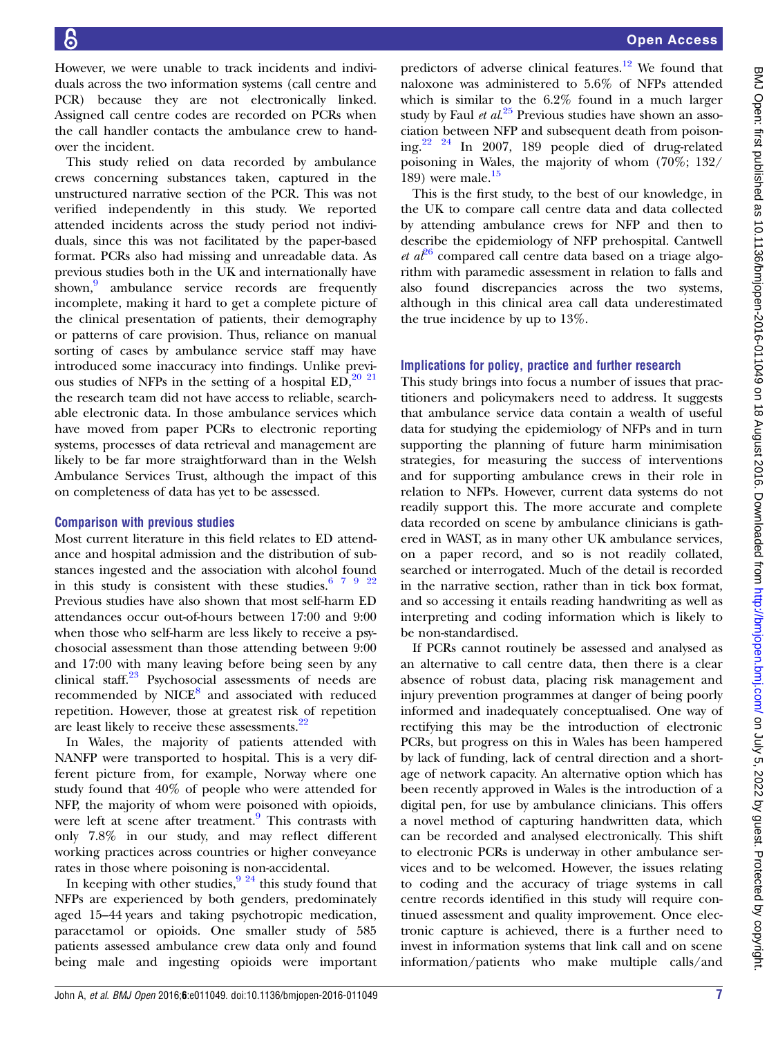However, we were unable to track incidents and individuals across the two information systems (call centre and PCR) because they are not electronically linked. Assigned call centre codes are recorded on PCRs when the call handler contacts the ambulance crew to handover the incident.

This study relied on data recorded by ambulance crews concerning substances taken, captured in the unstructured narrative section of the PCR. This was not verified independently in this study. We reported attended incidents across the study period not individuals, since this was not facilitated by the paper-based format. PCRs also had missing and unreadable data. As previous studies both in the UK and internationally have shown,[9] ambulance service records are frequently incomplete, making it hard to get a complete picture of the clinical presentation of patients, their demography or patterns of care provision. Thus, reliance on manual sorting of cases by ambulance service staff may have introduced some inaccuracy into findings. Unlike previous studies of NFPs in the setting of a hospital ED,[20 21] the research team did not have access to reliable, searchable electronic data. In those ambulance services which have moved from paper PCRs to electronic reporting systems, processes of data retrieval and management are likely to be far more straightforward than in the Welsh Ambulance Services Trust, although the impact of this on completeness of data has yet to be assessed.

### Comparison with previous studies

Most current literature in this field relates to ED attendance and hospital admission and the distribution of substances ingested and the association with alcohol found in this study is consistent with these studies.[6 7 9 22] Previous studies have also shown that most self-harm ED attendances occur out-of-hours between 17:00 and 9:00 when those who self-harm are less likely to receive a psychosocial assessment than those attending between 9:00 and 17:00 with many leaving before being seen by any clinical staff.[23] Psychosocial assessments of needs are recommended by NICE[8] and associated with reduced repetition. However, those at greatest risk of repetition are least likely to receive these assessments.[22]

In Wales, the majority of patients attended with NANFP were transported to hospital. This is a very different picture from, for example, Norway where one study found that 40% of people who were attended for NFP, the majority of whom were poisoned with opioids, were left at scene after treatment.[9] This contrasts with only 7.8% in our study, and may reflect different working practices across countries or higher conveyance rates in those where poisoning is non-accidental.

In keeping with other studies,[9 24] this study found that NFPs are experienced by both genders, predominately aged 15–44 years and taking psychotropic medication, paracetamol or opioids. One smaller study of 585 patients assessed ambulance crew data only and found being male and ingesting opioids were important predictors of adverse clinical features.[12] We found that naloxone was administered to 5.6% of NFPs attended which is similar to the 6.2% found in a much larger study by Faul *et al*.[25] Previous studies have shown an association between NFP and subsequent death from poisoning.[22 24] In 2007, 189 people died of drug-related poisoning in Wales, the majority of whom (70%; 132/189) were male.[15]

This is the first study, to the best of our knowledge, in the UK to compare call centre data and data collected by attending ambulance crews for NFP and then to describe the epidemiology of NFP prehospital. Cantwell *et al*[26] compared call centre data based on a triage algorithm with paramedic assessment in relation to falls and also found discrepancies across the two systems, although in this clinical area call data underestimated the true incidence by up to 13%.

### Implications for policy, practice and further research

This study brings into focus a number of issues that practitioners and policymakers need to address. It suggests that ambulance service data contain a wealth of useful data for studying the epidemiology of NFPs and in turn supporting the planning of future harm minimisation strategies, for measuring the success of interventions and for supporting ambulance crews in their role in relation to NFPs. However, current data systems do not readily support this. The more accurate and complete data recorded on scene by ambulance clinicians is gathered in WAST, as in many other UK ambulance services, on a paper record, and so is not readily collated, searched or interrogated. Much of the detail is recorded in the narrative section, rather than in tick box format, and so accessing it entails reading handwriting as well as interpreting and coding information which is likely to be non-standardised.

If PCRs cannot routinely be assessed and analysed as an alternative to call centre data, then there is a clear absence of robust data, placing risk management and injury prevention programmes at danger of being poorly informed and inadequately conceptualised. One way of rectifying this may be the introduction of electronic PCRs, but progress on this in Wales has been hampered by lack of funding, lack of central direction and a shortage of network capacity. An alternative option which has been recently approved in Wales is the introduction of a digital pen, for use by ambulance clinicians. This offers a novel method of capturing handwritten data, which can be recorded and analysed electronically. This shift to electronic PCRs is underway in other ambulance services and to be welcomed. However, the issues relating to coding and the accuracy of triage systems in call centre records identified in this study will require continued assessment and quality improvement. Once electronic capture is achieved, there is a further need to invest in information systems that link call and on scene information/patients who make multiple calls/and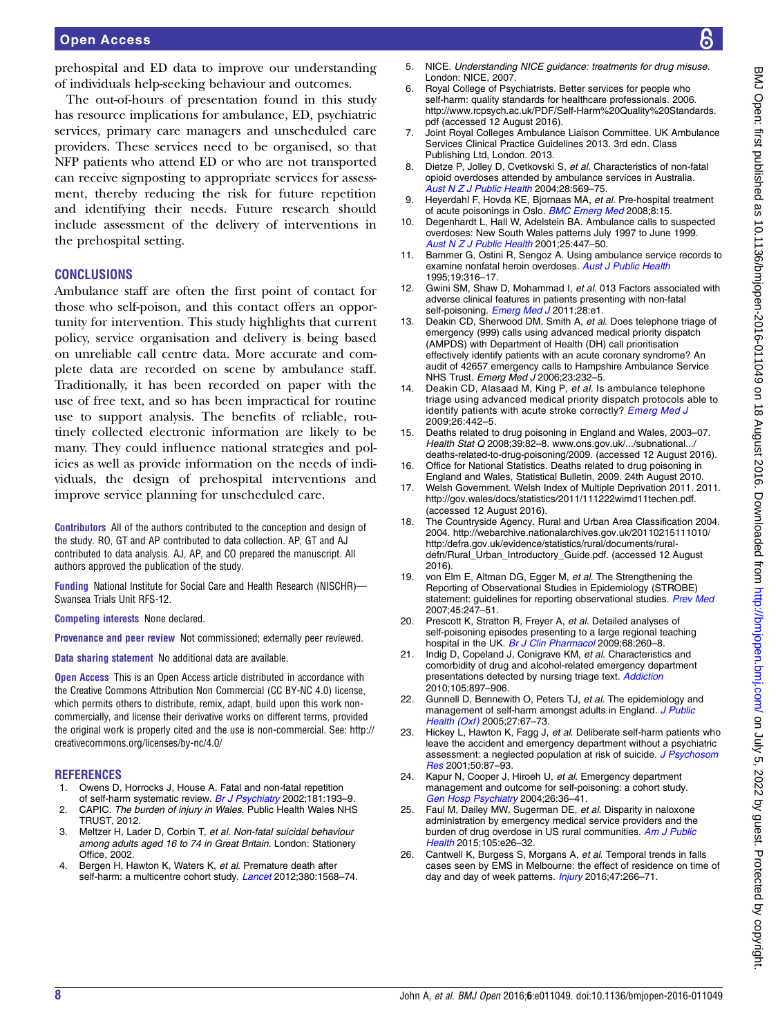prehospital and ED data to improve our understanding of individuals help-seeking behaviour and outcomes.

The out-of-hours of presentation found in this study has resource implications for ambulance, ED, psychiatric services, primary care managers and unscheduled care providers. These services need to be organised, so that NFP patients who attend ED or who are not transported can receive signposting to appropriate services for assessment, thereby reducing the risk for future repetition and identifying their needs. Future research should include assessment of the delivery of interventions in the prehospital setting.

## CONCLUSIONS

Ambulance staff are often the first point of contact for those who self-poison, and this contact offers an opportunity for intervention. This study highlights that current policy, service organisation and delivery is being based on unreliable call centre data. More accurate and complete data are recorded on scene by ambulance staff. Traditionally, it has been recorded on paper with the use of free text, and so has been impractical for routine use to support analysis. The benefits of reliable, routinely collected electronic information are likely to be many. They could influence national strategies and policies as well as provide information on the needs of individuals, the design of prehospital interventions and improve service planning for unscheduled care.

**Contributors** All of the authors contributed to the conception and design of the study. RO, GT and AP contributed to data collection. AP, GT and AJ contributed to data analysis. AJ, AP, and CO prepared the manuscript. All authors approved the publication of the study.

**Funding** National Institute for Social Care and Health Research (NISCHR)—Swansea Trials Unit RFS-12.

**Competing interests** None declared.

**Provenance and peer review** Not commissioned; externally peer reviewed.

**Data sharing statement** No additional data are available.

**Open Access** This is an Open Access article distributed in accordance with the Creative Commons Attribution Non Commercial (CC BY-NC 4.0) license, which permits others to distribute, remix, adapt, build upon this work non-commercially, and license their derivative works on different terms, provided the original work is properly cited and the use is non-commercial. See: http://creativecommons.org/licenses/by-nc/4.0/

## REFERENCES

1. Owens D, Horrocks J, House A. Fatal and non-fatal repetition of self-harm systematic review. *Br J Psychiatry* 2002;181:193–9.
2. CAPIC. *The burden of injury in Wales*. Public Health Wales NHS TRUST, 2012.
3. Meltzer H, Lader D, Corbin T, *et al*. *Non-fatal suicidal behaviour among adults aged 16 to 74 in Great Britain*. London: Stationery Office, 2002.
4. Bergen H, Hawton K, Waters K, *et al*. Premature death after self-harm: a multicentre cohort study. *Lancet* 2012;380:1568–74.
5. NICE. *Understanding NICE guidance: treatments for drug misuse*. London: NICE, 2007.
6. Royal College of Psychiatrists. Better services for people who self-harm: quality standards for healthcare professionals. 2006. http://www.rcpsych.ac.uk/PDF/Self-Harm%20Quality%20Standards.pdf (accessed 12 August 2016).
7. Joint Royal Colleges Ambulance Liaison Committee. UK Ambulance Services Clinical Practice Guidelines 2013. 3rd edn. Class Publishing Ltd, London. 2013.
8. Dietze P, Jolley D, Cvetkovski S, *et al*. Characteristics of non-fatal opioid overdoses attended by ambulance services in Australia. *Aust N Z J Public Health* 2004;28:569–75.
9. Heyerdahl F, Hovda KE, Bjornaas MA, *et al*. Pre-hospital treatment of acute poisonings in Oslo. *BMC Emerg Med* 2008;8:15.
10. Degenhardt L, Hall W, Adelstein BA. Ambulance calls to suspected overdoses: New South Wales patterns July 1997 to June 1999. *Aust N Z J Public Health* 2001;25:447–50.
11. Bammer G, Ostini R, Sengoz A. Using ambulance service records to examine nonfatal heroin overdoses. *Aust J Public Health* 1995;19:316–17.
12. Gwini SM, Shaw D, Mohammad I, *et al*. 013 Factors associated with adverse clinical features in patients presenting with non-fatal self-poisoning. *Emerg Med J* 2011;28:e1.
13. Deakin CD, Sherwood DM, Smith A, *et al*. Does telephone triage of emergency (999) calls using advanced medical priority dispatch (AMPDS) with Department of Health (DH) call prioritisation effectively identify patients with an acute coronary syndrome? An audit of 42657 emergency calls to Hampshire Ambulance Service NHS Trust. *Emerg Med J* 2006;23:232–5.
14. Deakin CD, Alasaad M, King P, *et al*. Is ambulance telephone triage using advanced medical priority dispatch protocols able to identify patients with acute stroke correctly? *Emerg Med J* 2009;26:442–5.
15. Deaths related to drug poisoning in England and Wales, 2003–07. *Health Stat Q* 2008;39:82–8. www.ons.gov.uk/.../subnational.../deaths-related-to-drug-poisoning/2009. (accessed 12 August 2016).
16. Office for National Statistics. Deaths related to drug poisoning in England and Wales, Statistical Bulletin, 2009. 24th August 2010.
17. Welsh Government. Welsh Index of Multiple Deprivation 2011. 2011. http://gov.wales/docs/statistics/2011/111222wimd11techen.pdf. (accessed 12 August 2016).
18. The Countryside Agency. Rural and Urban Area Classification 2004. 2004. http://webarchive.nationalarchives.gov.uk/20110215111010/http://defra.gov.uk/evidence/statistics/rural/documents/rural-defn/Rural_Urban_Introductory_Guide.pdf. (accessed 12 August 2016).
19. von Elm E, Altman DG, Egger M, *et al*. The Strengthening the Reporting of Observational Studies in Epidemiology (STROBE) statement: guidelines for reporting observational studies. *Prev Med* 2007;45:247–51.
20. Prescott K, Stratton R, Freyer A, *et al*. Detailed analyses of self-poisoning episodes presenting to a large regional teaching hospital in the UK. *Br J Clin Pharmacol* 2009;68:260–8.
21. Indig D, Copeland J, Conigrave KM, *et al*. Characteristics and comorbidity of drug and alcohol-related emergency department presentations detected by nursing triage text. *Addiction* 2010;105:897–906.
22. Gunnell D, Bennewith O, Peters TJ, *et al*. The epidemiology and management of self-harm amongst adults in England. *J Public Health (Oxf)* 2005;27:67–73.
23. Hickey L, Hawton K, Fagg J, *et al*. Deliberate self-harm patients who leave the accident and emergency department without a psychiatric assessment: a neglected population at risk of suicide. *J Psychosom Res* 2001;50:87–93.
24. Kapur N, Cooper J, Hiroeh U, *et al*. Emergency department management and outcome for self-poisoning: a cohort study. *Gen Hosp Psychiatry* 2004;26:36–41.
25. Faul M, Dailey MW, Sugerman DE, *et al*. Disparity in naloxone administration by emergency medical service providers and the burden of drug overdose in US rural communities. *Am J Public Health* 2015;105:e26–32.
26. Cantwell K, Burgess S, Morgans A, *et al*. Temporal trends in falls cases seen by EMS in Melbourne: the effect of residence on time of day and day of week patterns. *Injury* 2016;47:266–71.